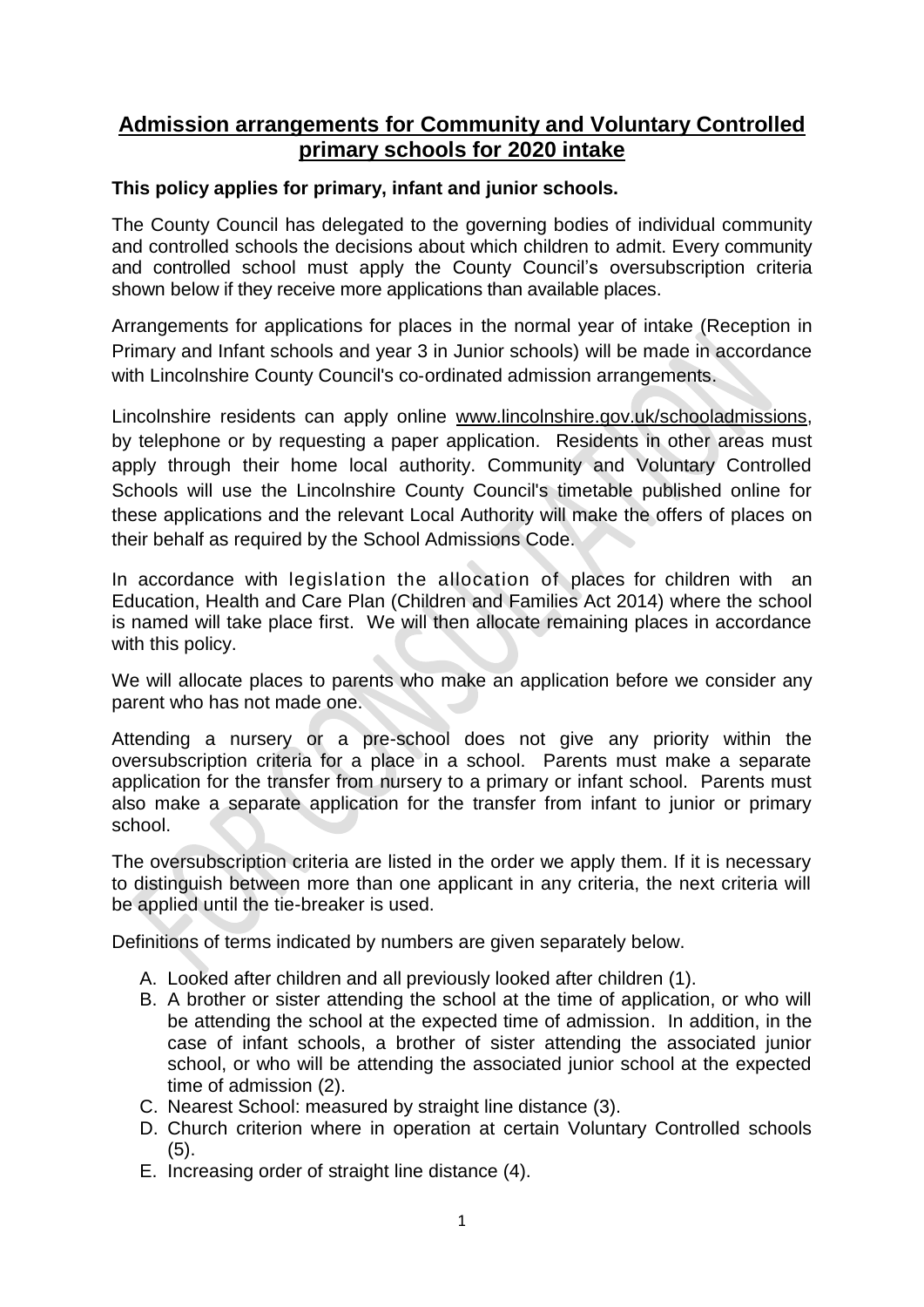# Admission arrangements for Community and Voluntary Controlled primary schools for 2020 intake

**This policy applies for primary, infant and junior schools.**

The County Council has delegated to the governing bodies of individual community and controlled schools the decisions about which children to admit. Every community and controlled school must apply the County Council's oversubscription criteria shown below if they receive more applications than available places.

Arrangements for applications for places in the normal year of intake (Reception in Primary and Infant schools and year 3 in Junior schools) will be made in accordance with Lincolnshire County Council's co-ordinated admission arrangements.

Lincolnshire residents can apply online www.lincolnshire.gov.uk/schooladmissions, by telephone or by requesting a paper application. Residents in other areas must apply through their home local authority. Community and Voluntary Controlled Schools will use the Lincolnshire County Council's timetable published online for these applications and the relevant Local Authority will make the offers of places on their behalf as required by the School Admissions Code.

In accordance with legislation the allocation of places for children with an Education, Health and Care Plan (Children and Families Act 2014) where the school is named will take place first. We will then allocate remaining places in accordance with this policy.

We will allocate places to parents who make an application before we consider any parent who has not made one.

Attending a nursery or a pre-school does not give any priority within the oversubscription criteria for a place in a school. Parents must make a separate application for the transfer from nursery to a primary or infant school. Parents must also make a separate application for the transfer from infant to junior or primary school.

The oversubscription criteria are listed in the order we apply them. If it is necessary to distinguish between more than one applicant in any criteria, the next criteria will be applied until the tie-breaker is used.

Definitions of terms indicated by numbers are given separately below.

A. Looked after children and all previously looked after children (1).
B. A brother or sister attending the school at the time of application, or who will be attending the school at the expected time of admission. In addition, in the case of infant schools, a brother of sister attending the associated junior school, or who will be attending the associated junior school at the expected time of admission (2).
C. Nearest School: measured by straight line distance (3).
D. Church criterion where in operation at certain Voluntary Controlled schools (5).
E. Increasing order of straight line distance (4).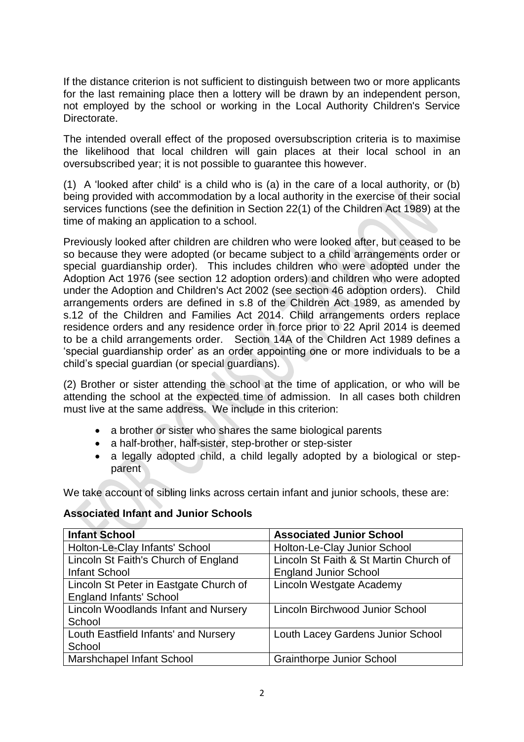If the distance criterion is not sufficient to distinguish between two or more applicants for the last remaining place then a lottery will be drawn by an independent person, not employed by the school or working in the Local Authority Children's Service Directorate.

The intended overall effect of the proposed oversubscription criteria is to maximise the likelihood that local children will gain places at their local school in an oversubscribed year; it is not possible to guarantee this however.

(1) A 'looked after child' is a child who is (a) in the care of a local authority, or (b) being provided with accommodation by a local authority in the exercise of their social services functions (see the definition in Section 22(1) of the Children Act 1989) at the time of making an application to a school.

Previously looked after children are children who were looked after, but ceased to be so because they were adopted (or became subject to a child arrangements order or special guardianship order). This includes children who were adopted under the Adoption Act 1976 (see section 12 adoption orders) and children who were adopted under the Adoption and Children's Act 2002 (see section 46 adoption orders). Child arrangements orders are defined in s.8 of the Children Act 1989, as amended by s.12 of the Children and Families Act 2014. Child arrangements orders replace residence orders and any residence order in force prior to 22 April 2014 is deemed to be a child arrangements order. Section 14A of the Children Act 1989 defines a 'special guardianship order' as an order appointing one or more individuals to be a child's special guardian (or special guardians).

(2) Brother or sister attending the school at the time of application, or who will be attending the school at the expected time of admission. In all cases both children must live at the same address. We include in this criterion:

- a brother or sister who shares the same biological parents
- a half-brother, half-sister, step-brother or step-sister
- a legally adopted child, a child legally adopted by a biological or step-parent

We take account of sibling links across certain infant and junior schools, these are:

**Associated Infant and Junior Schools**

| Infant School | Associated Junior School |
|---|---|
| Holton-Le-Clay Infants' School | Holton-Le-Clay Junior School |
| Lincoln St Faith's Church of England Infant School | Lincoln St Faith & St Martin Church of England Junior School |
| Lincoln St Peter in Eastgate Church of England Infants' School | Lincoln Westgate Academy |
| Lincoln Woodlands Infant and Nursery School | Lincoln Birchwood Junior School |
| Louth Eastfield Infants' and Nursery School | Louth Lacey Gardens Junior School |
| Marshchapel Infant School | Grainthorpe Junior School |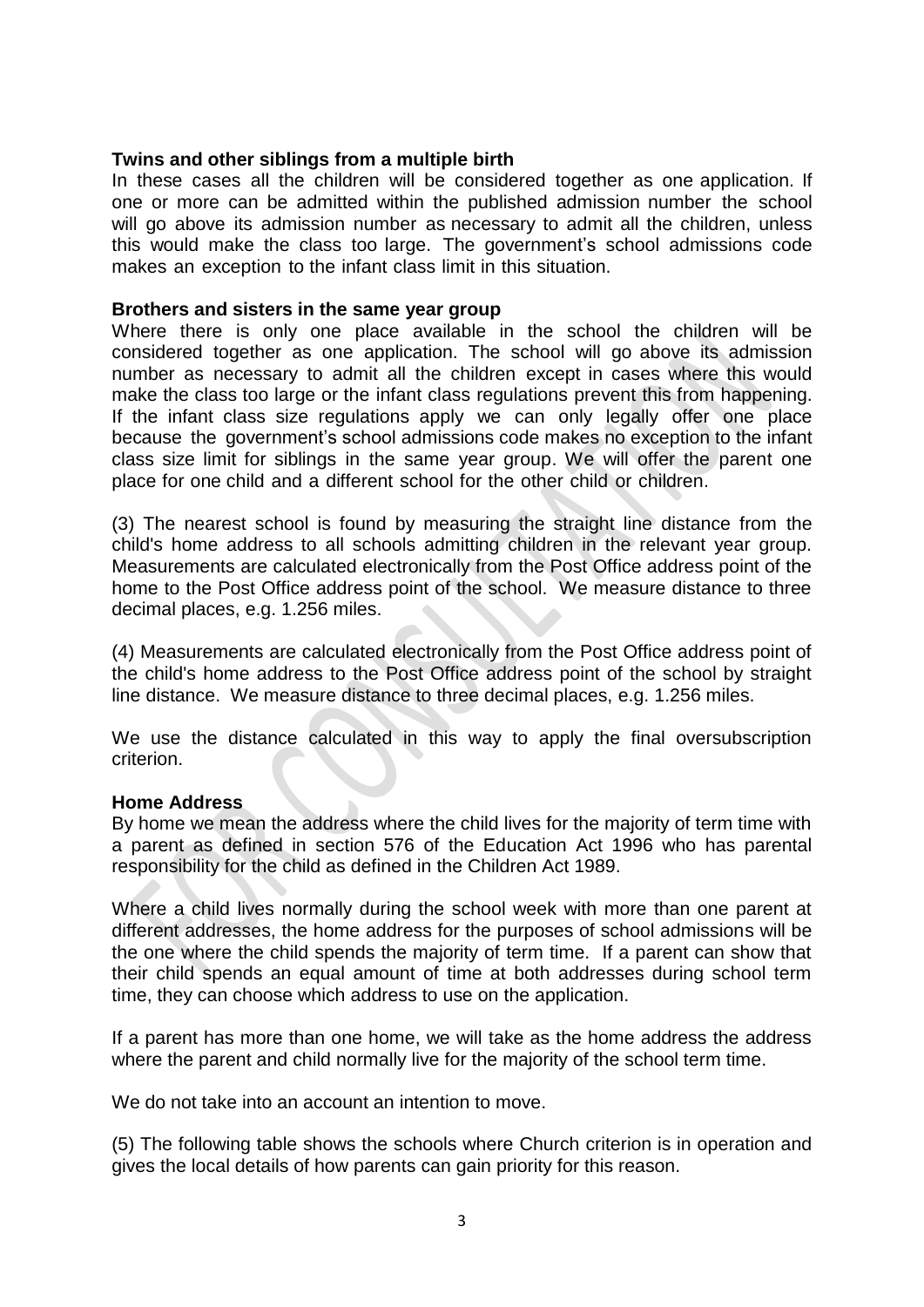**Twins and other siblings from a multiple birth**
In these cases all the children will be considered together as one application. If one or more can be admitted within the published admission number the school will go above its admission number as necessary to admit all the children, unless this would make the class too large. The government's school admissions code makes an exception to the infant class limit in this situation.

**Brothers and sisters in the same year group**
Where there is only one place available in the school the children will be considered together as one application. The school will go above its admission number as necessary to admit all the children except in cases where this would make the class too large or the infant class regulations prevent this from happening. If the infant class size regulations apply we can only legally offer one place because the government's school admissions code makes no exception to the infant class size limit for siblings in the same year group. We will offer the parent one place for one child and a different school for the other child or children.

(3) The nearest school is found by measuring the straight line distance from the child's home address to all schools admitting children in the relevant year group. Measurements are calculated electronically from the Post Office address point of the home to the Post Office address point of the school. We measure distance to three decimal places, e.g. 1.256 miles.

(4) Measurements are calculated electronically from the Post Office address point of the child's home address to the Post Office address point of the school by straight line distance. We measure distance to three decimal places, e.g. 1.256 miles.

We use the distance calculated in this way to apply the final oversubscription criterion.

**Home Address**
By home we mean the address where the child lives for the majority of term time with a parent as defined in section 576 of the Education Act 1996 who has parental responsibility for the child as defined in the Children Act 1989.

Where a child lives normally during the school week with more than one parent at different addresses, the home address for the purposes of school admissions will be the one where the child spends the majority of term time. If a parent can show that their child spends an equal amount of time at both addresses during school term time, they can choose which address to use on the application.

If a parent has more than one home, we will take as the home address the address where the parent and child normally live for the majority of the school term time.

We do not take into an account an intention to move.

(5) The following table shows the schools where Church criterion is in operation and gives the local details of how parents can gain priority for this reason.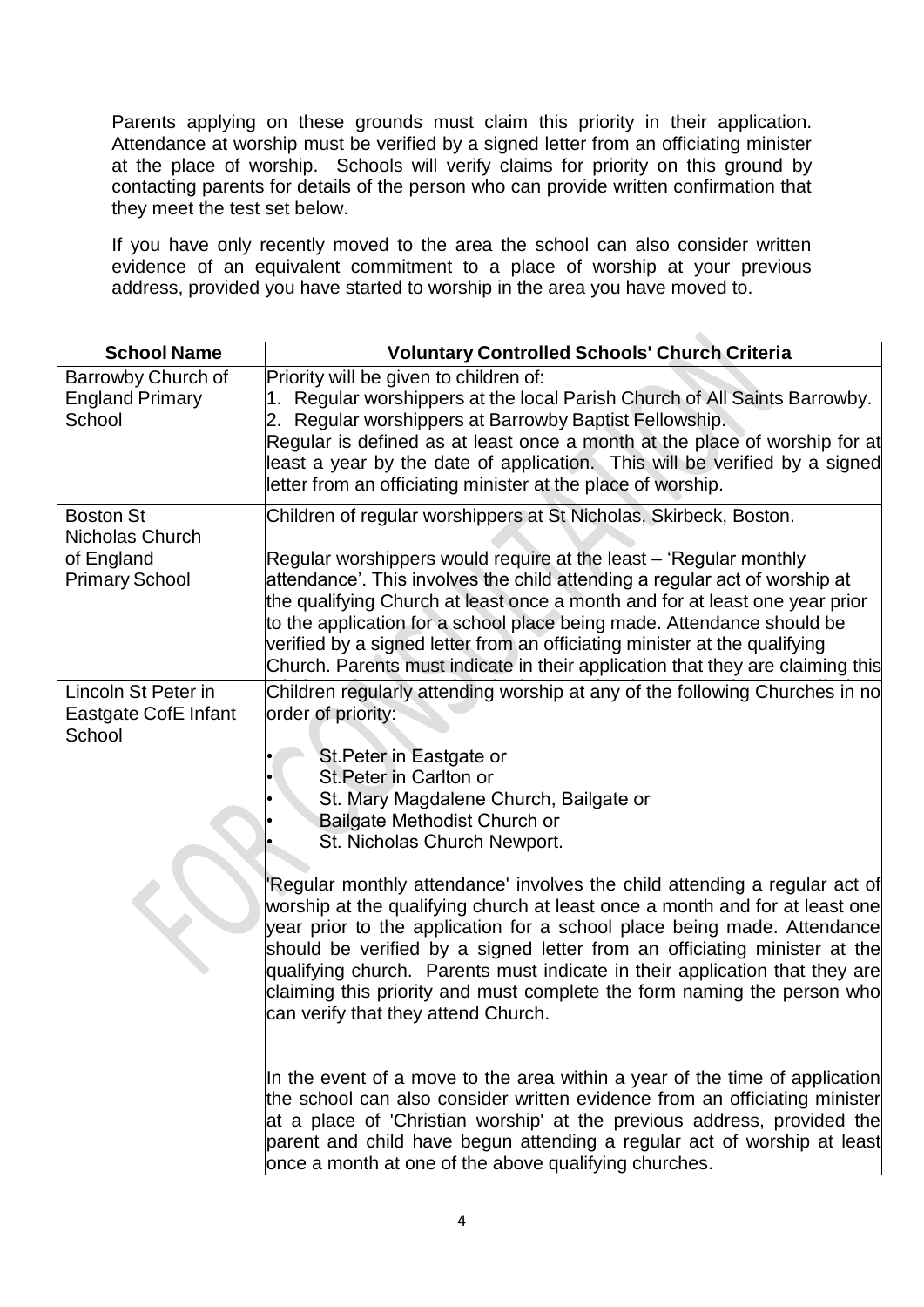Parents applying on these grounds must claim this priority in their application. Attendance at worship must be verified by a signed letter from an officiating minister at the place of worship. Schools will verify claims for priority on this ground by contacting parents for details of the person who can provide written confirmation that they meet the test set below.

If you have only recently moved to the area the school can also consider written evidence of an equivalent commitment to a place of worship at your previous address, provided you have started to worship in the area you have moved to.

| School Name | Voluntary Controlled Schools' Church Criteria |
|---|---|
| Barrowby Church of England Primary School | Priority will be given to children of:<br>1. Regular worshippers at the local Parish Church of All Saints Barrowby.<br>2. Regular worshippers at Barrowby Baptist Fellowship.<br>Regular is defined as at least once a month at the place of worship for at least a year by the date of application. This will be verified by a signed letter from an officiating minister at the place of worship. |
| Boston St Nicholas Church of England Primary School | Children of regular worshippers at St Nicholas, Skirbeck, Boston.<br><br>Regular worshippers would require at the least – 'Regular monthly attendance'. This involves the child attending a regular act of worship at the qualifying Church at least once a month and for at least one year prior to the application for a school place being made. Attendance should be verified by a signed letter from an officiating minister at the qualifying Church. Parents must indicate in their application that they are claiming this |
| Lincoln St Peter in Eastgate CofE Infant School | Children regularly attending worship at any of the following Churches in no order of priority:<br><br>• St.Peter in Eastgate or<br>• St.Peter in Carlton or<br>• St. Mary Magdalene Church, Bailgate or<br>• Bailgate Methodist Church or<br>• St. Nicholas Church Newport.<br><br>'Regular monthly attendance' involves the child attending a regular act of worship at the qualifying church at least once a month and for at least one year prior to the application for a school place being made. Attendance should be verified by a signed letter from an officiating minister at the qualifying church. Parents must indicate in their application that they are claiming this priority and must complete the form naming the person who can verify that they attend Church.<br><br>In the event of a move to the area within a year of the time of application the school can also consider written evidence from an officiating minister at a place of 'Christian worship' at the previous address, provided the parent and child have begun attending a regular act of worship at least once a month at one of the above qualifying churches. |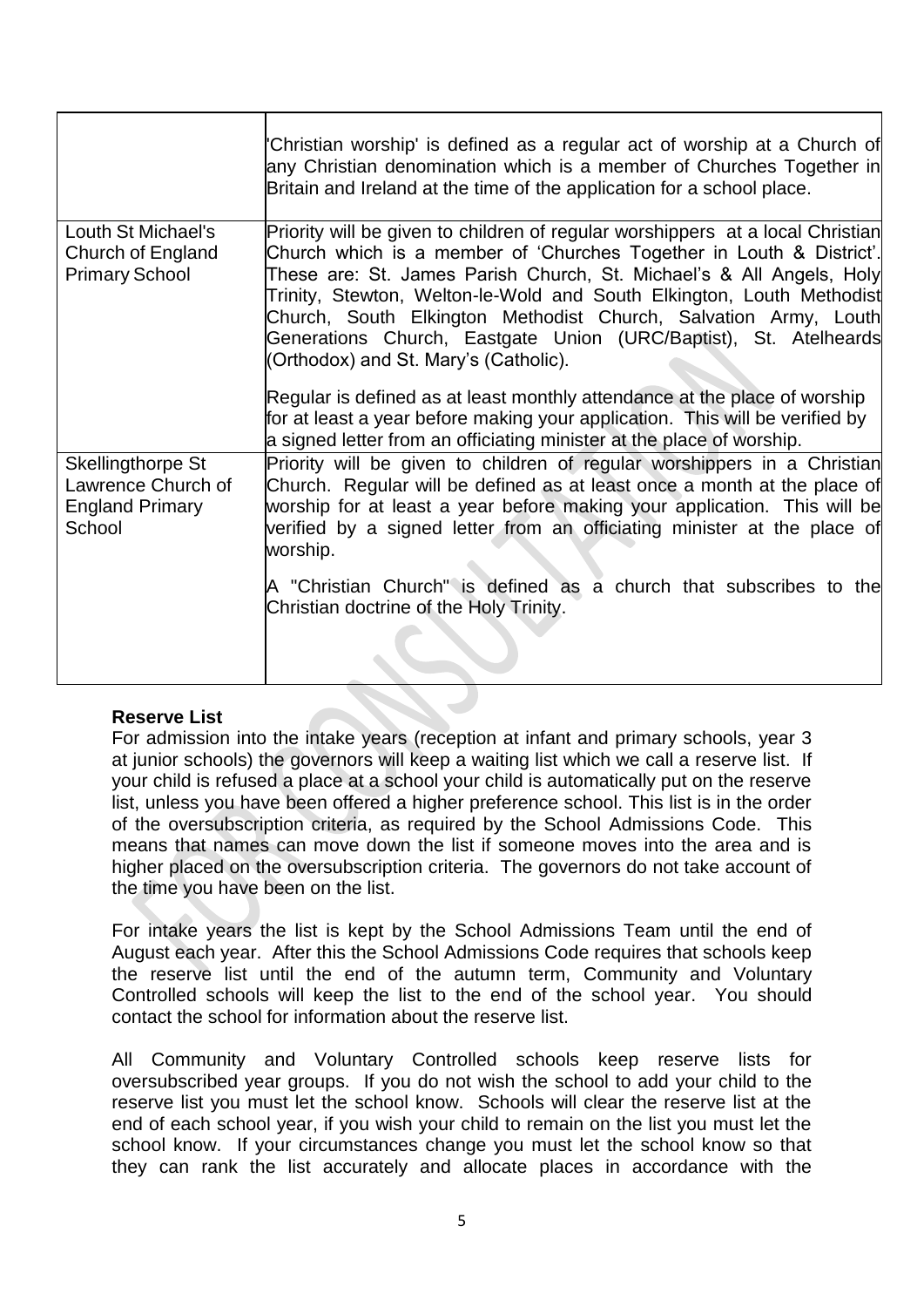| | |
|---|---|
| | 'Christian worship' is defined as a regular act of worship at a Church of any Christian denomination which is a member of Churches Together in Britain and Ireland at the time of the application for a school place. |
| Louth St Michael's Church of England Primary School | Priority will be given to children of regular worshippers at a local Christian Church which is a member of 'Churches Together in Louth & District'. These are: St. James Parish Church, St. Michael's & All Angels, Holy Trinity, Stewton, Welton-le-Wold and South Elkington, Louth Methodist Church, South Elkington Methodist Church, Salvation Army, Louth Generations Church, Eastgate Union (URC/Baptist), St. Atelheards (Orthodox) and St. Mary's (Catholic).<br><br>Regular is defined as at least monthly attendance at the place of worship for at least a year before making your application. This will be verified by a signed letter from an officiating minister at the place of worship. |
| Skellingthorpe St Lawrence Church of England Primary School | Priority will be given to children of regular worshippers in a Christian Church. Regular will be defined as at least once a month at the place of worship for at least a year before making your application. This will be verified by a signed letter from an officiating minister at the place of worship.<br><br>A "Christian Church" is defined as a church that subscribes to the Christian doctrine of the Holy Trinity. |

**Reserve List**

For admission into the intake years (reception at infant and primary schools, year 3 at junior schools) the governors will keep a waiting list which we call a reserve list. If your child is refused a place at a school your child is automatically put on the reserve list, unless you have been offered a higher preference school. This list is in the order of the oversubscription criteria, as required by the School Admissions Code. This means that names can move down the list if someone moves into the area and is higher placed on the oversubscription criteria. The governors do not take account of the time you have been on the list.

For intake years the list is kept by the School Admissions Team until the end of August each year. After this the School Admissions Code requires that schools keep the reserve list until the end of the autumn term, Community and Voluntary Controlled schools will keep the list to the end of the school year. You should contact the school for information about the reserve list.

All Community and Voluntary Controlled schools keep reserve lists for oversubscribed year groups. If you do not wish the school to add your child to the reserve list you must let the school know. Schools will clear the reserve list at the end of each school year, if you wish your child to remain on the list you must let the school know. If your circumstances change you must let the school know so that they can rank the list accurately and allocate places in accordance with the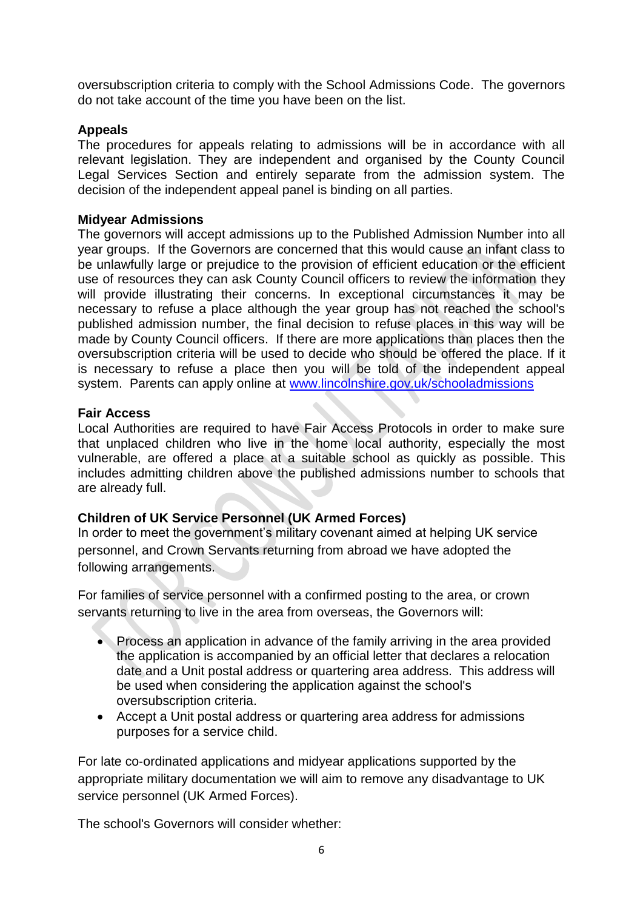oversubscription criteria to comply with the School Admissions Code. The governors do not take account of the time you have been on the list.

**Appeals**
The procedures for appeals relating to admissions will be in accordance with all relevant legislation. They are independent and organised by the County Council Legal Services Section and entirely separate from the admission system. The decision of the independent appeal panel is binding on all parties.

**Midyear Admissions**
The governors will accept admissions up to the Published Admission Number into all year groups. If the Governors are concerned that this would cause an infant class to be unlawfully large or prejudice to the provision of efficient education or the efficient use of resources they can ask County Council officers to review the information they will provide illustrating their concerns. In exceptional circumstances it may be necessary to refuse a place although the year group has not reached the school's published admission number, the final decision to refuse places in this way will be made by County Council officers. If there are more applications than places then the oversubscription criteria will be used to decide who should be offered the place. If it is necessary to refuse a place then you will be told of the independent appeal system. Parents can apply online at [www.lincolnshire.gov.uk/schooladmissions](www.lincolnshire.gov.uk/schooladmissions)

**Fair Access**
Local Authorities are required to have Fair Access Protocols in order to make sure that unplaced children who live in the home local authority, especially the most vulnerable, are offered a place at a suitable school as quickly as possible. This includes admitting children above the published admissions number to schools that are already full.

**Children of UK Service Personnel (UK Armed Forces)**
In order to meet the government's military covenant aimed at helping UK service personnel, and Crown Servants returning from abroad we have adopted the following arrangements.

For families of service personnel with a confirmed posting to the area, or crown servants returning to live in the area from overseas, the Governors will:

- Process an application in advance of the family arriving in the area provided the application is accompanied by an official letter that declares a relocation date and a Unit postal address or quartering area address. This address will be used when considering the application against the school's oversubscription criteria.
- Accept a Unit postal address or quartering area address for admissions purposes for a service child.

For late co-ordinated applications and midyear applications supported by the appropriate military documentation we will aim to remove any disadvantage to UK service personnel (UK Armed Forces).

The school's Governors will consider whether: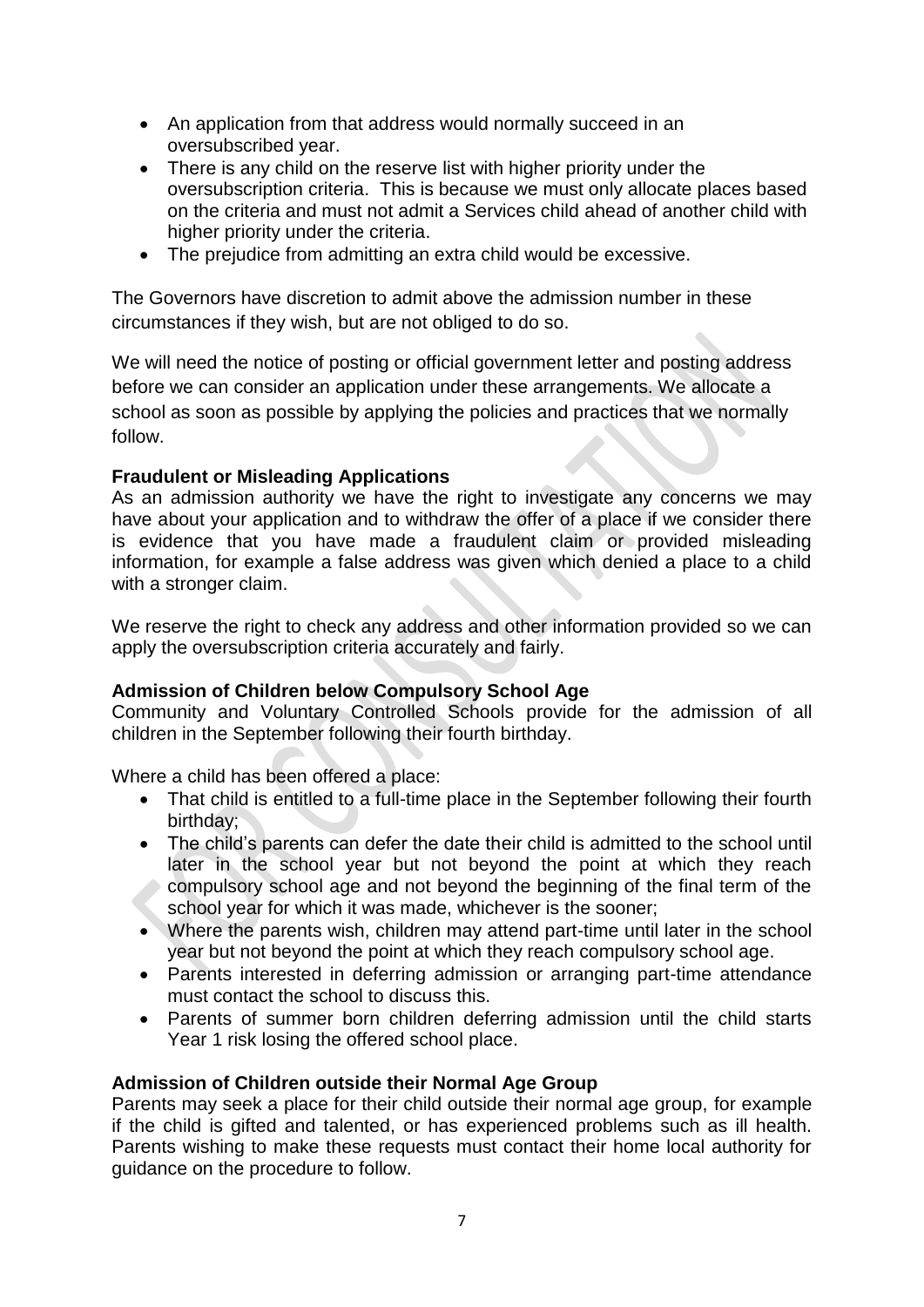- An application from that address would normally succeed in an oversubscribed year.
- There is any child on the reserve list with higher priority under the oversubscription criteria. This is because we must only allocate places based on the criteria and must not admit a Services child ahead of another child with higher priority under the criteria.
- The prejudice from admitting an extra child would be excessive.

The Governors have discretion to admit above the admission number in these circumstances if they wish, but are not obliged to do so.

We will need the notice of posting or official government letter and posting address before we can consider an application under these arrangements. We allocate a school as soon as possible by applying the policies and practices that we normally follow.

**Fraudulent or Misleading Applications**

As an admission authority we have the right to investigate any concerns we may have about your application and to withdraw the offer of a place if we consider there is evidence that you have made a fraudulent claim or provided misleading information, for example a false address was given which denied a place to a child with a stronger claim.

We reserve the right to check any address and other information provided so we can apply the oversubscription criteria accurately and fairly.

**Admission of Children below Compulsory School Age**

Community and Voluntary Controlled Schools provide for the admission of all children in the September following their fourth birthday.

Where a child has been offered a place:

- That child is entitled to a full-time place in the September following their fourth birthday;
- The child's parents can defer the date their child is admitted to the school until later in the school year but not beyond the point at which they reach compulsory school age and not beyond the beginning of the final term of the school year for which it was made, whichever is the sooner;
- Where the parents wish, children may attend part-time until later in the school year but not beyond the point at which they reach compulsory school age.
- Parents interested in deferring admission or arranging part-time attendance must contact the school to discuss this.
- Parents of summer born children deferring admission until the child starts Year 1 risk losing the offered school place.

**Admission of Children outside their Normal Age Group**

Parents may seek a place for their child outside their normal age group, for example if the child is gifted and talented, or has experienced problems such as ill health. Parents wishing to make these requests must contact their home local authority for guidance on the procedure to follow.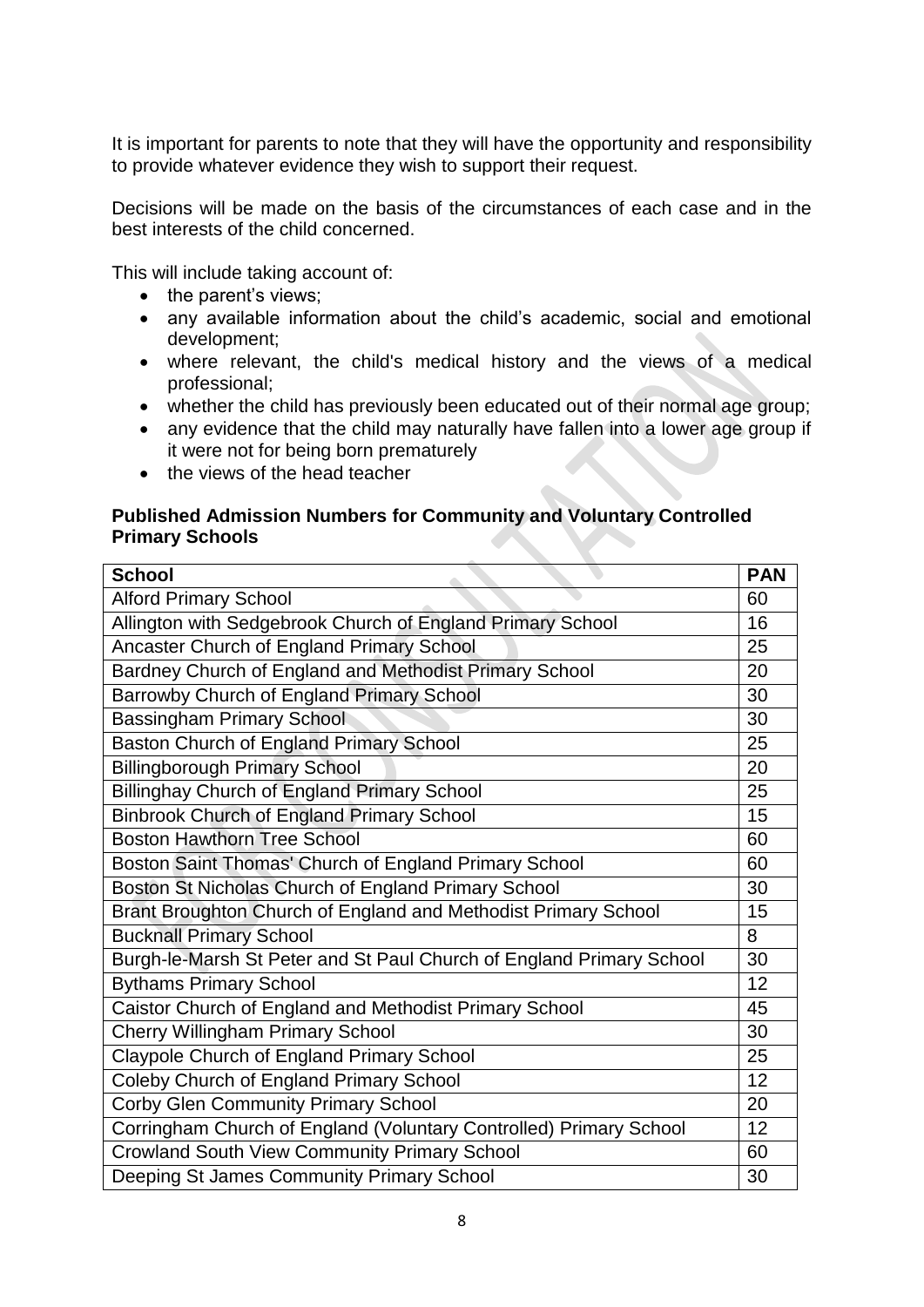It is important for parents to note that they will have the opportunity and responsibility to provide whatever evidence they wish to support their request.

Decisions will be made on the basis of the circumstances of each case and in the best interests of the child concerned.

This will include taking account of:

- the parent's views;
- any available information about the child's academic, social and emotional development;
- where relevant, the child's medical history and the views of a medical professional;
- whether the child has previously been educated out of their normal age group;
- any evidence that the child may naturally have fallen into a lower age group if it were not for being born prematurely
- the views of the head teacher

**Published Admission Numbers for Community and Voluntary Controlled Primary Schools**

| School | PAN |
|---|---|
| Alford Primary School | 60 |
| Allington with Sedgebrook Church of England Primary School | 16 |
| Ancaster Church of England Primary School | 25 |
| Bardney Church of England and Methodist Primary School | 20 |
| Barrowby Church of England Primary School | 30 |
| Bassingham Primary School | 30 |
| Baston Church of England Primary School | 25 |
| Billingborough Primary School | 20 |
| Billinghay Church of England Primary School | 25 |
| Binbrook Church of England Primary School | 15 |
| Boston Hawthorn Tree School | 60 |
| Boston Saint Thomas' Church of England Primary School | 60 |
| Boston St Nicholas Church of England Primary School | 30 |
| Brant Broughton Church of England and Methodist Primary School | 15 |
| Bucknall Primary School | 8 |
| Burgh-le-Marsh St Peter and St Paul Church of England Primary School | 30 |
| Bythams Primary School | 12 |
| Caistor Church of England and Methodist Primary School | 45 |
| Cherry Willingham Primary School | 30 |
| Claypole Church of England Primary School | 25 |
| Coleby Church of England Primary School | 12 |
| Corby Glen Community Primary School | 20 |
| Corringham Church of England (Voluntary Controlled) Primary School | 12 |
| Crowland South View Community Primary School | 60 |
| Deeping St James Community Primary School | 30 |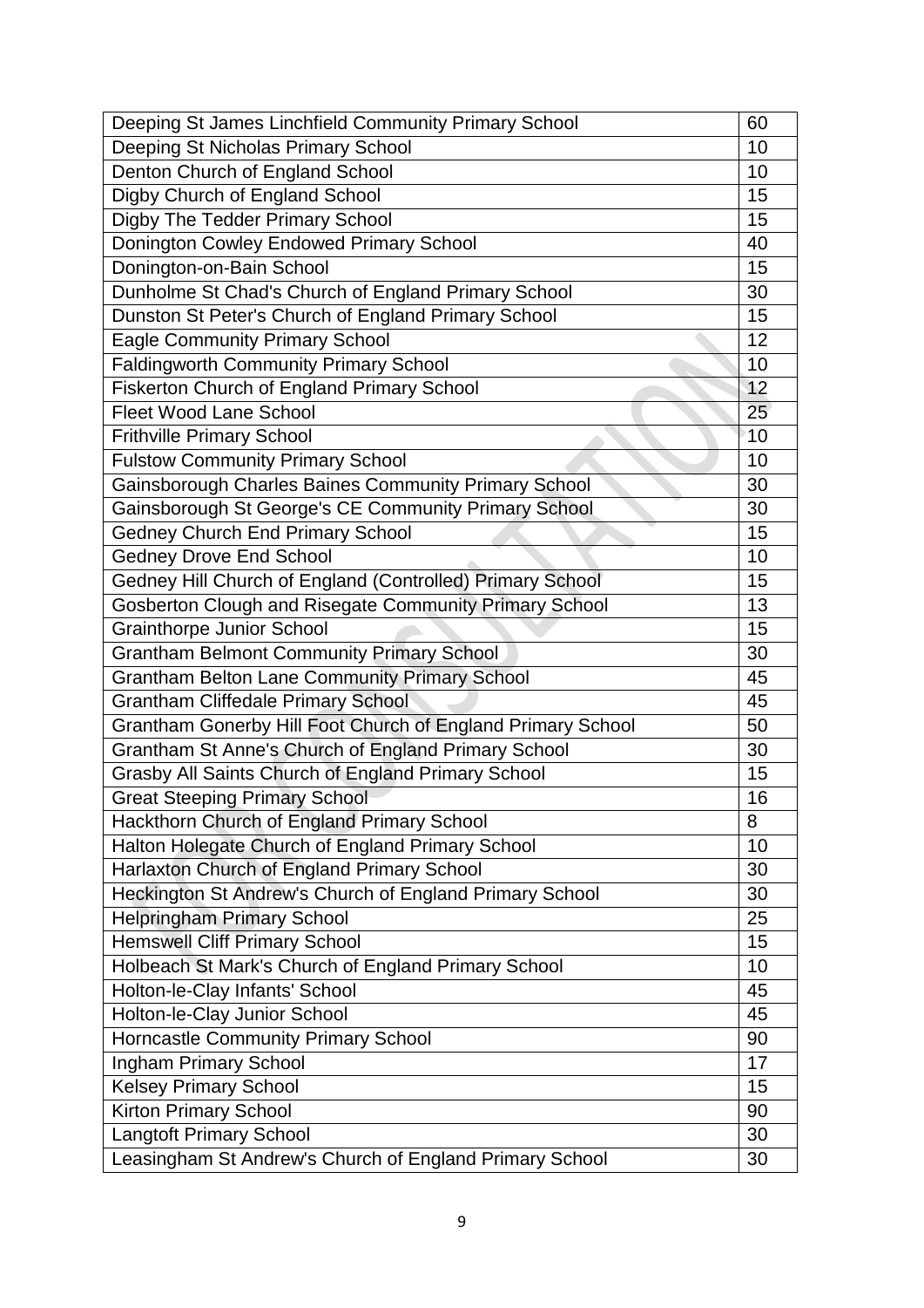| Deeping St James Linchfield Community Primary School | 60 |
|---|---|
| Deeping St Nicholas Primary School | 10 |
| Denton Church of England School | 10 |
| Digby Church of England School | 15 |
| Digby The Tedder Primary School | 15 |
| Donington Cowley Endowed Primary School | 40 |
| Donington-on-Bain School | 15 |
| Dunholme St Chad's Church of England Primary School | 30 |
| Dunston St Peter's Church of England Primary School | 15 |
| Eagle Community Primary School | 12 |
| Faldingworth Community Primary School | 10 |
| Fiskerton Church of England Primary School | 12 |
| Fleet Wood Lane School | 25 |
| Frithville Primary School | 10 |
| Fulstow Community Primary School | 10 |
| Gainsborough Charles Baines Community Primary School | 30 |
| Gainsborough St George's CE Community Primary School | 30 |
| Gedney Church End Primary School | 15 |
| Gedney Drove End School | 10 |
| Gedney Hill Church of England (Controlled) Primary School | 15 |
| Gosberton Clough and Risegate Community Primary School | 13 |
| Grainthorpe Junior School | 15 |
| Grantham Belmont Community Primary School | 30 |
| Grantham Belton Lane Community Primary School | 45 |
| Grantham Cliffedale Primary School | 45 |
| Grantham Gonerby Hill Foot Church of England Primary School | 50 |
| Grantham St Anne's Church of England Primary School | 30 |
| Grasby All Saints Church of England Primary School | 15 |
| Great Steeping Primary School | 16 |
| Hackthorn Church of England Primary School | 8 |
| Halton Holegate Church of England Primary School | 10 |
| Harlaxton Church of England Primary School | 30 |
| Heckington St Andrew's Church of England Primary School | 30 |
| Helpringham Primary School | 25 |
| Hemswell Cliff Primary School | 15 |
| Holbeach St Mark's Church of England Primary School | 10 |
| Holton-le-Clay Infants' School | 45 |
| Holton-le-Clay Junior School | 45 |
| Horncastle Community Primary School | 90 |
| Ingham Primary School | 17 |
| Kelsey Primary School | 15 |
| Kirton Primary School | 90 |
| Langtoft Primary School | 30 |
| Leasingham St Andrew's Church of England Primary School | 30 |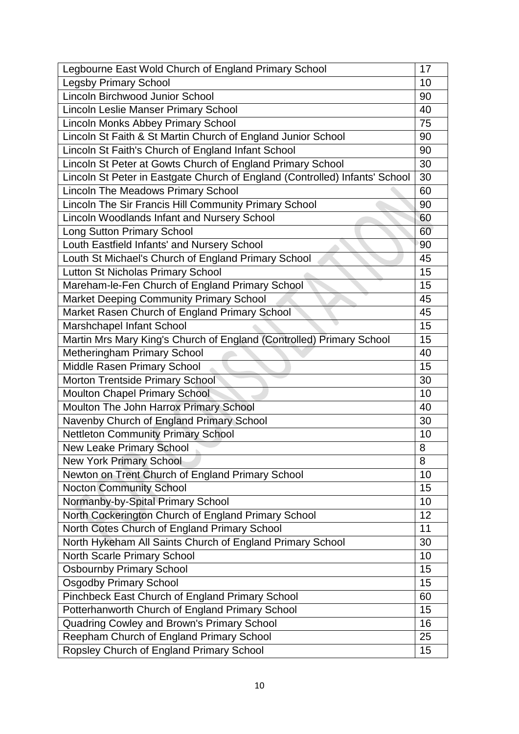| | |
|---|---|
| Legbourne East Wold Church of England Primary School | 17 |
| Legsby Primary School | 10 |
| Lincoln Birchwood Junior School | 90 |
| Lincoln Leslie Manser Primary School | 40 |
| Lincoln Monks Abbey Primary School | 75 |
| Lincoln St Faith & St Martin Church of England Junior School | 90 |
| Lincoln St Faith's Church of England Infant School | 90 |
| Lincoln St Peter at Gowts Church of England Primary School | 30 |
| Lincoln St Peter in Eastgate Church of England (Controlled) Infants' School | 30 |
| Lincoln The Meadows Primary School | 60 |
| Lincoln The Sir Francis Hill Community Primary School | 90 |
| Lincoln Woodlands Infant and Nursery School | 60 |
| Long Sutton Primary School | 60 |
| Louth Eastfield Infants' and Nursery School | 90 |
| Louth St Michael's Church of England Primary School | 45 |
| Lutton St Nicholas Primary School | 15 |
| Mareham-le-Fen Church of England Primary School | 15 |
| Market Deeping Community Primary School | 45 |
| Market Rasen Church of England Primary School | 45 |
| Marshchapel Infant School | 15 |
| Martin Mrs Mary King's Church of England (Controlled) Primary School | 15 |
| Metheringham Primary School | 40 |
| Middle Rasen Primary School | 15 |
| Morton Trentside Primary School | 30 |
| Moulton Chapel Primary School | 10 |
| Moulton The John Harrox Primary School | 40 |
| Navenby Church of England Primary School | 30 |
| Nettleton Community Primary School | 10 |
| New Leake Primary School | 8 |
| New York Primary School | 8 |
| Newton on Trent Church of England Primary School | 10 |
| Nocton Community School | 15 |
| Normanby-by-Spital Primary School | 10 |
| North Cockerington Church of England Primary School | 12 |
| North Cotes Church of England Primary School | 11 |
| North Hykeham All Saints Church of England Primary School | 30 |
| North Scarle Primary School | 10 |
| Osbournby Primary School | 15 |
| Osgodby Primary School | 15 |
| Pinchbeck East Church of England Primary School | 60 |
| Potterhanworth Church of England Primary School | 15 |
| Quadring Cowley and Brown's Primary School | 16 |
| Reepham Church of England Primary School | 25 |
| Ropsley Church of England Primary School | 15 |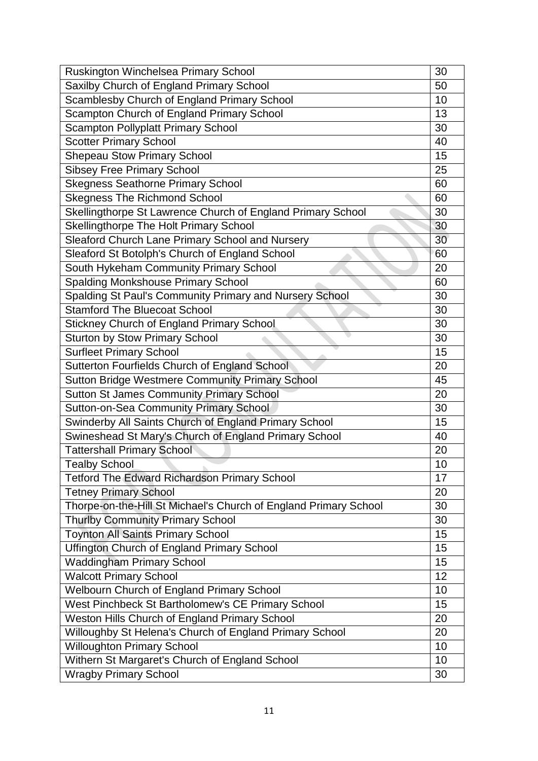| | |
|---|---|
| Ruskington Winchelsea Primary School | 30 |
| Saxilby Church of England Primary School | 50 |
| Scamblesby Church of England Primary School | 10 |
| Scampton Church of England Primary School | 13 |
| Scampton Pollyplatt Primary School | 30 |
| Scotter Primary School | 40 |
| Shepeau Stow Primary School | 15 |
| Sibsey Free Primary School | 25 |
| Skegness Seathorne Primary School | 60 |
| Skegness The Richmond School | 60 |
| Skellingthorpe St Lawrence Church of England Primary School | 30 |
| Skellingthorpe The Holt Primary School | 30 |
| Sleaford Church Lane Primary School and Nursery | 30 |
| Sleaford St Botolph's Church of England School | 60 |
| South Hykeham Community Primary School | 20 |
| Spalding Monkshouse Primary School | 60 |
| Spalding St Paul's Community Primary and Nursery School | 30 |
| Stamford The Bluecoat School | 30 |
| Stickney Church of England Primary School | 30 |
| Sturton by Stow Primary School | 30 |
| Surfleet Primary School | 15 |
| Sutterton Fourfields Church of England School | 20 |
| Sutton Bridge Westmere Community Primary School | 45 |
| Sutton St James Community Primary School | 20 |
| Sutton-on-Sea Community Primary School | 30 |
| Swinderby All Saints Church of England Primary School | 15 |
| Swineshead St Mary's Church of England Primary School | 40 |
| Tattershall Primary School | 20 |
| Tealby School | 10 |
| Tetford The Edward Richardson Primary School | 17 |
| Tetney Primary School | 20 |
| Thorpe-on-the-Hill St Michael's Church of England Primary School | 30 |
| Thurlby Community Primary School | 30 |
| Toynton All Saints Primary School | 15 |
| Uffington Church of England Primary School | 15 |
| Waddingham Primary School | 15 |
| Walcott Primary School | 12 |
| Welbourn Church of England Primary School | 10 |
| West Pinchbeck St Bartholomew's CE Primary School | 15 |
| Weston Hills Church of England Primary School | 20 |
| Willoughby St Helena's Church of England Primary School | 20 |
| Willoughton Primary School | 10 |
| Withern St Margaret's Church of England School | 10 |
| Wragby Primary School | 30 |